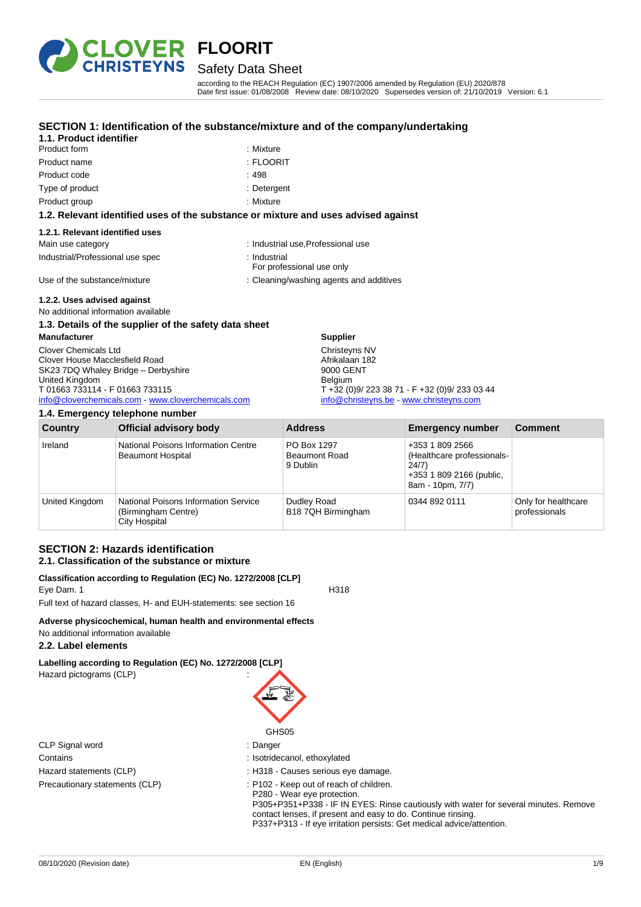# FLOORIT

## Safety Data Sheet

according to the REACH Regulation (EC) 1907/2006 amended by Regulation (EU) 2020/878
Date first issue: 01/08/2008 Review date: 08/10/2020 Supersedes version of: 21/10/2019 Version: 6.1

## SECTION 1: Identification of the substance/mixture and of the company/undertaking

### 1.1. Product identifier

| | |
|---|---|
| Product form | : Mixture |
| Product name | : FLOORIT |
| Product code | : 498 |
| Type of product | : Detergent |
| Product group | : Mixture |

### 1.2. Relevant identified uses of the substance or mixture and uses advised against

#### 1.2.1. Relevant identified uses

| | |
|---|---|
| Main use category | : Industrial use,Professional use |
| Industrial/Professional use spec | : Industrial<br>For professional use only |
| Use of the substance/mixture | : Cleaning/washing agents and additives |

#### 1.2.2. Uses advised against

No additional information available

### 1.3. Details of the supplier of the safety data sheet

**Manufacturer**

Clover Chemicals Ltd
Clover House Macclesfield Road
SK23 7DQ Whaley Bridge – Derbyshire
United Kingdom
T 01663 733114 - F 01663 733115
info@cloverchemicals.com - www.cloverchemicals.com

**Supplier**

Christeyns NV
Afrikalaan 182
9000 GENT
Belgium
T +32 (0)9/ 223 38 71 - F +32 (0)9/ 233 03 44
info@christeyns.be - www.christeyns.com

### 1.4. Emergency telephone number

| Country | Official advisory body | Address | Emergency number | Comment |
|---|---|---|---|---|
| Ireland | National Poisons Information Centre<br>Beaumont Hospital | PO Box 1297<br>Beaumont Road<br>9 Dublin | +353 1 809 2566 (Healthcare professionals- 24/7)<br>+353 1 809 2166 (public, 8am - 10pm, 7/7) | |
| United Kingdom | National Poisons Information Service (Birmingham Centre)<br>City Hospital | Dudley Road<br>B18 7QH Birmingham | 0344 892 0111 | Only for healthcare professionals |

## SECTION 2: Hazards identification

### 2.1. Classification of the substance or mixture

**Classification according to Regulation (EC) No. 1272/2008 [CLP]**

Eye Dam. 1 H318

Full text of hazard classes, H- and EUH-statements: see section 16

**Adverse physicochemical, human health and environmental effects**

No additional information available

### 2.2. Label elements

**Labelling according to Regulation (EC) No. 1272/2008 [CLP]**

Hazard pictograms (CLP) :

GHS05

| | |
|---|---|
| CLP Signal word | : Danger |
| Contains | : Isotridecanol, ethoxylated |
| Hazard statements (CLP) | : H318 - Causes serious eye damage. |
| Precautionary statements (CLP) | : P102 - Keep out of reach of children.<br>P280 - Wear eye protection.<br>P305+P351+P338 - IF IN EYES: Rinse cautiously with water for several minutes. Remove contact lenses, if present and easy to do. Continue rinsing.<br>P337+P313 - If eye irritation persists: Get medical advice/attention. |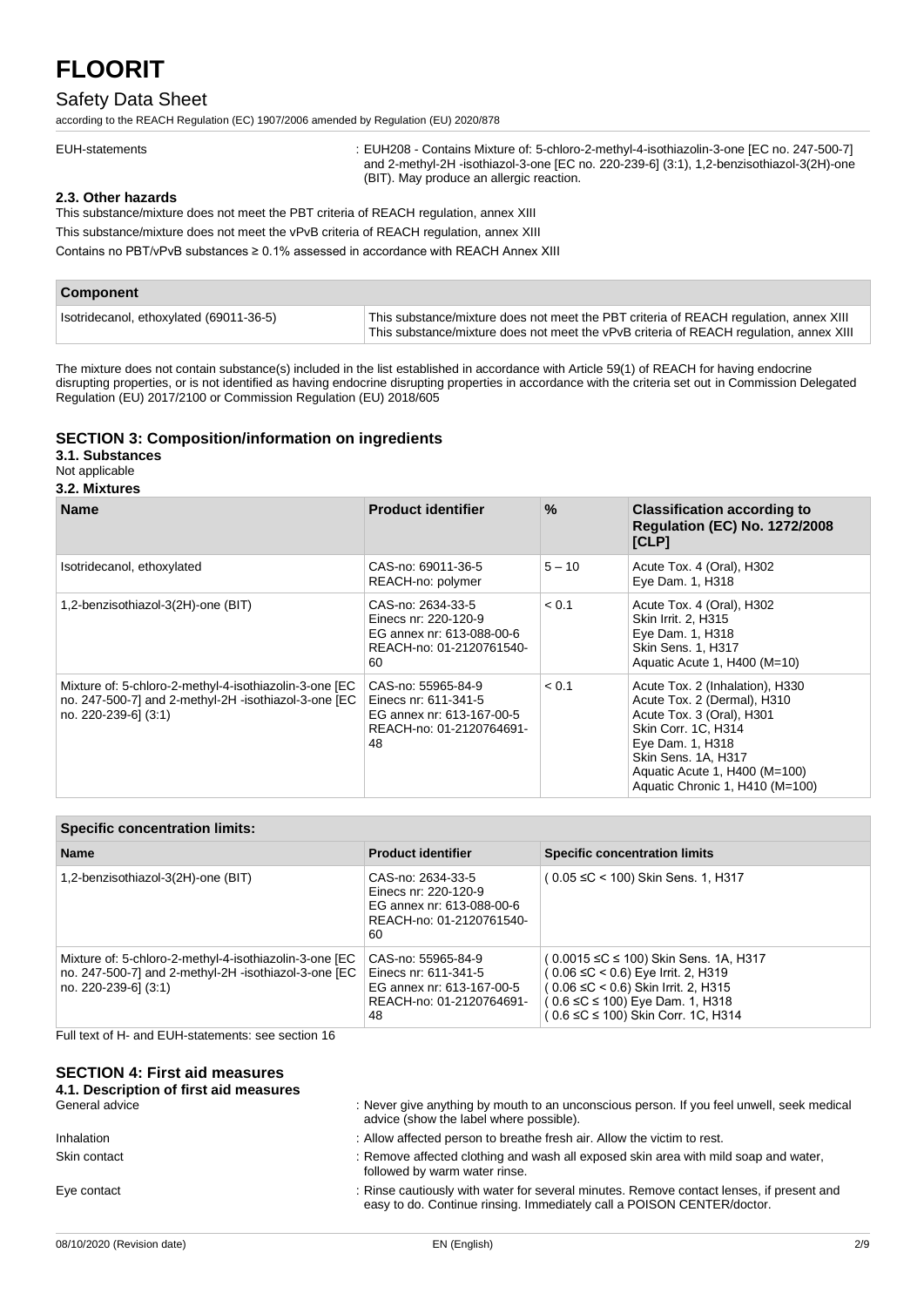| | |
|---|---|
| EUH-statements | : EUH208 - Contains Mixture of: 5-chloro-2-methyl-4-isothiazolin-3-one [EC no. 247-500-7] and 2-methyl-2H -isothiazol-3-one [EC no. 220-239-6] (3:1), 1,2-benzisothiazol-3(2H)-one (BIT). May produce an allergic reaction. |

### 2.3. Other hazards

This substance/mixture does not meet the PBT criteria of REACH regulation, annex XIII

This substance/mixture does not meet the vPvB criteria of REACH regulation, annex XIII

Contains no PBT/vPvB substances ≥ 0.1% assessed in accordance with REACH Annex XIII

| Component | |
|---|---|
| Isotridecanol, ethoxylated (69011-36-5) | This substance/mixture does not meet the PBT criteria of REACH regulation, annex XIII<br>This substance/mixture does not meet the vPvB criteria of REACH regulation, annex XIII |

The mixture does not contain substance(s) included in the list established in accordance with Article 59(1) of REACH for having endocrine disrupting properties, or is not identified as having endocrine disrupting properties in accordance with the criteria set out in Commission Delegated Regulation (EU) 2017/2100 or Commission Regulation (EU) 2018/605

## SECTION 3: Composition/information on ingredients

### 3.1. Substances

Not applicable

### 3.2. Mixtures

| Name | Product identifier | % | Classification according to Regulation (EC) No. 1272/2008 [CLP] |
|---|---|---|---|
| Isotridecanol, ethoxylated | CAS-no: 69011-36-5<br>REACH-no: polymer | 5 – 10 | Acute Tox. 4 (Oral), H302<br>Eye Dam. 1, H318 |
| 1,2-benzisothiazol-3(2H)-one (BIT) | CAS-no: 2634-33-5<br>Einecs nr: 220-120-9<br>EG annex nr: 613-088-00-6<br>REACH-no: 01-2120761540-60 | < 0.1 | Acute Tox. 4 (Oral), H302<br>Skin Irrit. 2, H315<br>Eye Dam. 1, H318<br>Skin Sens. 1, H317<br>Aquatic Acute 1, H400 (M=10) |
| Mixture of: 5-chloro-2-methyl-4-isothiazolin-3-one [EC no. 247-500-7] and 2-methyl-2H -isothiazol-3-one [EC no. 220-239-6] (3:1) | CAS-no: 55965-84-9<br>Einecs nr: 611-341-5<br>EG annex nr: 613-167-00-5<br>REACH-no: 01-2120764691-48 | < 0.1 | Acute Tox. 2 (Inhalation), H330<br>Acute Tox. 2 (Dermal), H310<br>Acute Tox. 3 (Oral), H301<br>Skin Corr. 1C, H314<br>Eye Dam. 1, H318<br>Skin Sens. 1A, H317<br>Aquatic Acute 1, H400 (M=100)<br>Aquatic Chronic 1, H410 (M=100) |

| Specific concentration limits: | | |
|---|---|---|
| **Name** | **Product identifier** | **Specific concentration limits** |
| 1,2-benzisothiazol-3(2H)-one (BIT) | CAS-no: 2634-33-5<br>Einecs nr: 220-120-9<br>EG annex nr: 613-088-00-6<br>REACH-no: 01-2120761540-60 | ( 0.05 ≤C < 100) Skin Sens. 1, H317 |
| Mixture of: 5-chloro-2-methyl-4-isothiazolin-3-one [EC no. 247-500-7] and 2-methyl-2H -isothiazol-3-one [EC no. 220-239-6] (3:1) | CAS-no: 55965-84-9<br>Einecs nr: 611-341-5<br>EG annex nr: 613-167-00-5<br>REACH-no: 01-2120764691-48 | ( 0.0015 ≤C ≤ 100) Skin Sens. 1A, H317<br>( 0.06 ≤C < 0.6) Eye Irrit. 2, H319<br>( 0.06 ≤C < 0.6) Skin Irrit. 2, H315<br>( 0.6 ≤C ≤ 100) Eye Dam. 1, H318<br>( 0.6 ≤C ≤ 100) Skin Corr. 1C, H314 |

Full text of H- and EUH-statements: see section 16

## SECTION 4: First aid measures

### 4.1. Description of first aid measures

| | |
|---|---|
| General advice | : Never give anything by mouth to an unconscious person. If you feel unwell, seek medical advice (show the label where possible). |
| Inhalation | : Allow affected person to breathe fresh air. Allow the victim to rest. |
| Skin contact | : Remove affected clothing and wash all exposed skin area with mild soap and water, followed by warm water rinse. |
| Eye contact | : Rinse cautiously with water for several minutes. Remove contact lenses, if present and easy to do. Continue rinsing. Immediately call a POISON CENTER/doctor. |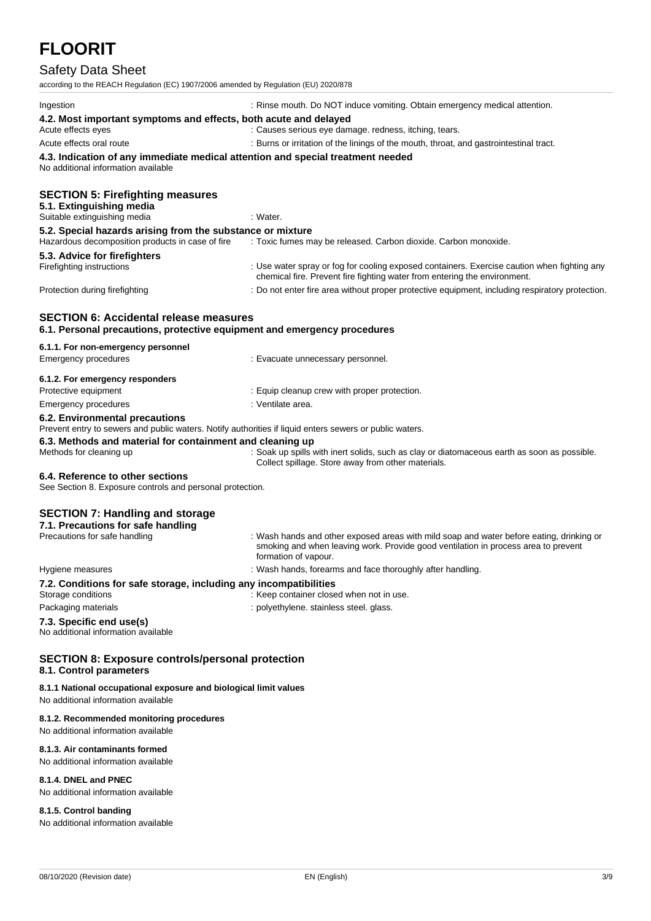| | |
|---|---|
| Ingestion | : Rinse mouth. Do NOT induce vomiting. Obtain emergency medical attention. |

**4.2. Most important symptoms and effects, both acute and delayed**

| | |
|---|---|
| Acute effects eyes | : Causes serious eye damage. redness, itching, tears. |
| Acute effects oral route | : Burns or irritation of the linings of the mouth, throat, and gastrointestinal tract. |

**4.3. Indication of any immediate medical attention and special treatment needed**

No additional information available

## SECTION 5: Firefighting measures

**5.1. Extinguishing media**

| | |
|---|---|
| Suitable extinguishing media | : Water. |

**5.2. Special hazards arising from the substance or mixture**

| | |
|---|---|
| Hazardous decomposition products in case of fire | : Toxic fumes may be released. Carbon dioxide. Carbon monoxide. |

**5.3. Advice for firefighters**

| | |
|---|---|
| Firefighting instructions | : Use water spray or fog for cooling exposed containers. Exercise caution when fighting any chemical fire. Prevent fire fighting water from entering the environment. |
| Protection during firefighting | : Do not enter fire area without proper protective equipment, including respiratory protection. |

## SECTION 6: Accidental release measures

**6.1. Personal precautions, protective equipment and emergency procedures**

**6.1.1. For non-emergency personnel**

| | |
|---|---|
| Emergency procedures | : Evacuate unnecessary personnel. |

**6.1.2. For emergency responders**

| | |
|---|---|
| Protective equipment | : Equip cleanup crew with proper protection. |
| Emergency procedures | : Ventilate area. |

**6.2. Environmental precautions**

Prevent entry to sewers and public waters. Notify authorities if liquid enters sewers or public waters.

**6.3. Methods and material for containment and cleaning up**

| | |
|---|---|
| Methods for cleaning up | : Soak up spills with inert solids, such as clay or diatomaceous earth as soon as possible. Collect spillage. Store away from other materials. |

**6.4. Reference to other sections**

See Section 8. Exposure controls and personal protection.

## SECTION 7: Handling and storage

**7.1. Precautions for safe handling**

| | |
|---|---|
| Precautions for safe handling | : Wash hands and other exposed areas with mild soap and water before eating, drinking or smoking and when leaving work. Provide good ventilation in process area to prevent formation of vapour. |
| Hygiene measures | : Wash hands, forearms and face thoroughly after handling. |

**7.2. Conditions for safe storage, including any incompatibilities**

| | |
|---|---|
| Storage conditions | : Keep container closed when not in use. |
| Packaging materials | : polyethylene. stainless steel. glass. |

**7.3. Specific end use(s)**

No additional information available

## SECTION 8: Exposure controls/personal protection

**8.1. Control parameters**

**8.1.1 National occupational exposure and biological limit values**

No additional information available

**8.1.2. Recommended monitoring procedures**

No additional information available

**8.1.3. Air contaminants formed**

No additional information available

**8.1.4. DNEL and PNEC**

No additional information available

**8.1.5. Control banding**

No additional information available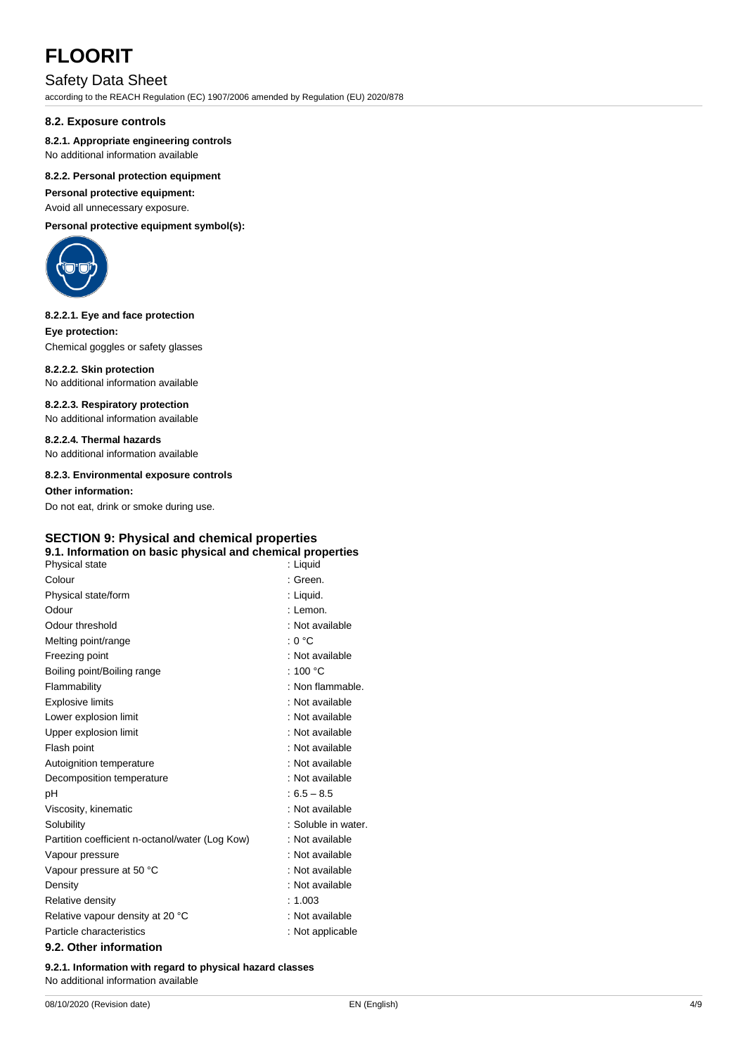## 8.2. Exposure controls

### 8.2.1. Appropriate engineering controls

No additional information available

### 8.2.2. Personal protection equipment

**Personal protective equipment:**

Avoid all unnecessary exposure.

**Personal protective equipment symbol(s):**

#### 8.2.2.1. Eye and face protection

**Eye protection:**

Chemical goggles or safety glasses

#### 8.2.2.2. Skin protection

No additional information available

#### 8.2.2.3. Respiratory protection

No additional information available

#### 8.2.2.4. Thermal hazards

No additional information available

### 8.2.3. Environmental exposure controls

**Other information:**

Do not eat, drink or smoke during use.

# SECTION 9: Physical and chemical properties

## 9.1. Information on basic physical and chemical properties

| Property | Value |
|---|---|
| Physical state | : Liquid |
| Colour | : Green. |
| Physical state/form | : Liquid. |
| Odour | : Lemon. |
| Odour threshold | : Not available |
| Melting point/range | : 0 °C |
| Freezing point | : Not available |
| Boiling point/Boiling range | : 100 °C |
| Flammability | : Non flammable. |
| Explosive limits | : Not available |
| Lower explosion limit | : Not available |
| Upper explosion limit | : Not available |
| Flash point | : Not available |
| Autoignition temperature | : Not available |
| Decomposition temperature | : Not available |
| pH | : 6.5 – 8.5 |
| Viscosity, kinematic | : Not available |
| Solubility | : Soluble in water. |
| Partition coefficient n-octanol/water (Log Kow) | : Not available |
| Vapour pressure | : Not available |
| Vapour pressure at 50 °C | : Not available |
| Density | : Not available |
| Relative density | : 1.003 |
| Relative vapour density at 20 °C | : Not available |
| Particle characteristics | : Not applicable |

## 9.2. Other information

### 9.2.1. Information with regard to physical hazard classes

No additional information available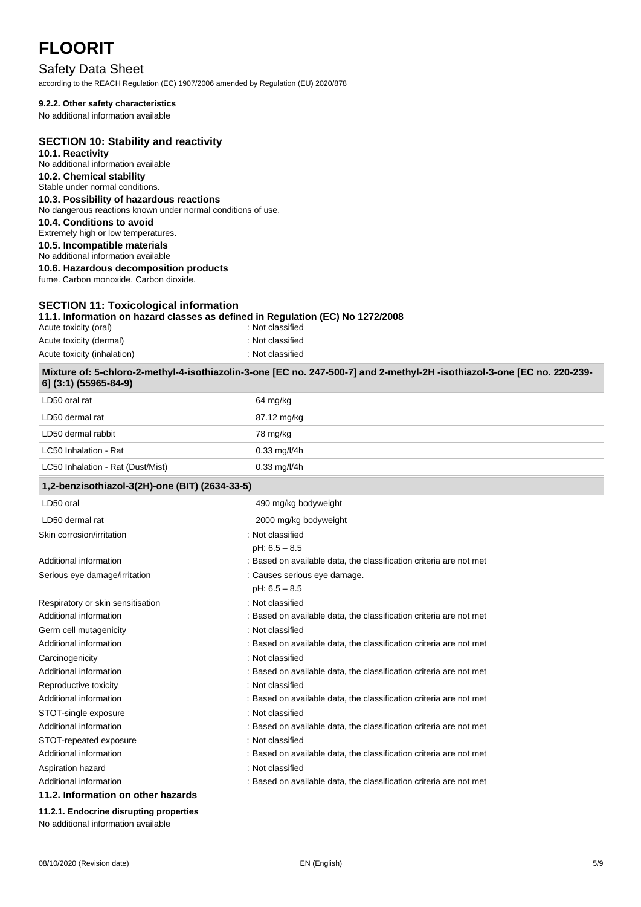#### 9.2.2. Other safety characteristics

No additional information available

## SECTION 10: Stability and reactivity

### 10.1. Reactivity

No additional information available

### 10.2. Chemical stability

Stable under normal conditions.

### 10.3. Possibility of hazardous reactions

No dangerous reactions known under normal conditions of use.

### 10.4. Conditions to avoid

Extremely high or low temperatures.

### 10.5. Incompatible materials

No additional information available

### 10.6. Hazardous decomposition products

fume. Carbon monoxide. Carbon dioxide.

## SECTION 11: Toxicological information

### 11.1. Information on hazard classes as defined in Regulation (EC) No 1272/2008

Acute toxicity (oral) : Not classified

Acute toxicity (dermal) : Not classified

Acute toxicity (inhalation) : Not classified

| Mixture of: 5-chloro-2-methyl-4-isothiazolin-3-one [EC no. 247-500-7] and 2-methyl-2H -isothiazol-3-one [EC no. 220-239-6] (3:1) (55965-84-9) | |
|---|---|
| LD50 oral rat | 64 mg/kg |
| LD50 dermal rat | 87.12 mg/kg |
| LD50 dermal rabbit | 78 mg/kg |
| LC50 Inhalation - Rat | 0.33 mg/l/4h |
| LC50 Inhalation - Rat (Dust/Mist) | 0.33 mg/l/4h |

| 1,2-benzisothiazol-3(2H)-one (BIT) (2634-33-5) | |
|---|---|
| LD50 oral | 490 mg/kg bodyweight |
| LD50 dermal rat | 2000 mg/kg bodyweight |

Skin corrosion/irritation : Not classified
pH: 6.5 – 8.5

Additional information : Based on available data, the classification criteria are not met

Serious eye damage/irritation : Causes serious eye damage.
pH: 6.5 – 8.5

Respiratory or skin sensitisation : Not classified

Additional information : Based on available data, the classification criteria are not met

Germ cell mutagenicity : Not classified

Additional information : Based on available data, the classification criteria are not met

Carcinogenicity : Not classified

Additional information : Based on available data, the classification criteria are not met

Reproductive toxicity : Not classified

Additional information : Based on available data, the classification criteria are not met

STOT-single exposure : Not classified

Additional information : Based on available data, the classification criteria are not met

STOT-repeated exposure : Not classified

Additional information : Based on available data, the classification criteria are not met

Aspiration hazard : Not classified

Additional information : Based on available data, the classification criteria are not met

### 11.2. Information on other hazards

#### 11.2.1. Endocrine disrupting properties

No additional information available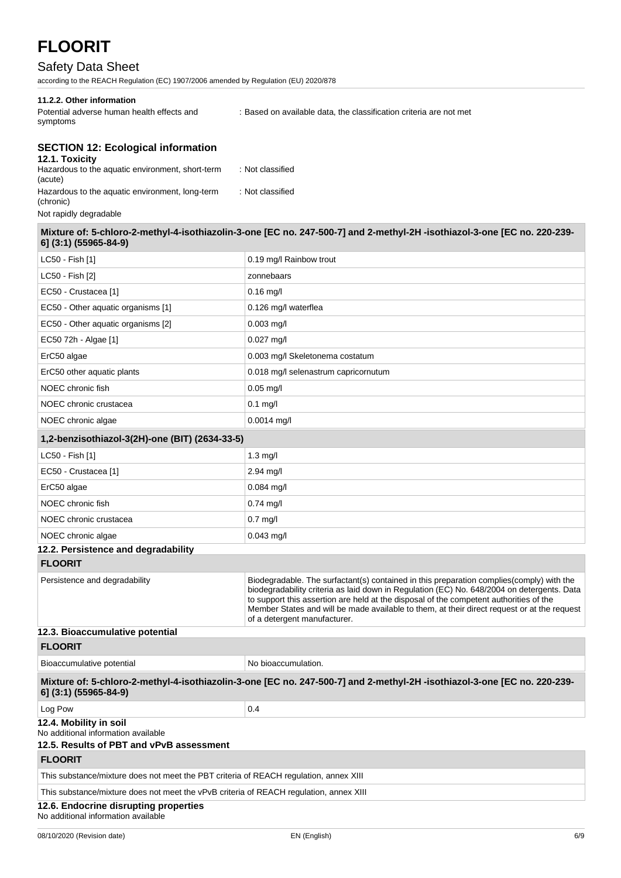#### 11.2.2. Other information

Potential adverse human health effects and symptoms : Based on available data, the classification criteria are not met

## SECTION 12: Ecological information

### 12.1. Toxicity

Hazardous to the aquatic environment, short-term (acute) : Not classified

Hazardous to the aquatic environment, long-term (chronic) : Not classified

Not rapidly degradable

| Mixture of: 5-chloro-2-methyl-4-isothiazolin-3-one [EC no. 247-500-7] and 2-methyl-2H -isothiazol-3-one [EC no. 220-239-6] (3:1) (55965-84-9) | |
|---|---|
| LC50 - Fish [1] | 0.19 mg/l Rainbow trout |
| LC50 - Fish [2] | zonnebaars |
| EC50 - Crustacea [1] | 0.16 mg/l |
| EC50 - Other aquatic organisms [1] | 0.126 mg/l waterflea |
| EC50 - Other aquatic organisms [2] | 0.003 mg/l |
| EC50 72h - Algae [1] | 0.027 mg/l |
| ErC50 algae | 0.003 mg/l Skeletonema costatum |
| ErC50 other aquatic plants | 0.018 mg/l selenastrum capricornutum |
| NOEC chronic fish | 0.05 mg/l |
| NOEC chronic crustacea | 0.1 mg/l |
| NOEC chronic algae | 0.0014 mg/l |

| 1,2-benzisothiazol-3(2H)-one (BIT) (2634-33-5) | |
|---|---|
| LC50 - Fish [1] | 1.3 mg/l |
| EC50 - Crustacea [1] | 2.94 mg/l |
| ErC50 algae | 0.084 mg/l |
| NOEC chronic fish | 0.74 mg/l |
| NOEC chronic crustacea | 0.7 mg/l |
| NOEC chronic algae | 0.043 mg/l |

### 12.2. Persistence and degradability

| FLOORIT | |
|---|---|
| Persistence and degradability | Biodegradable. The surfactant(s) contained in this preparation complies(comply) with the biodegradability criteria as laid down in Regulation (EC) No. 648/2004 on detergents. Data to support this assertion are held at the disposal of the competent authorities of the Member States and will be made available to them, at their direct request or at the request of a detergent manufacturer. |

### 12.3. Bioaccumulative potential

| FLOORIT | |
|---|---|
| Bioaccumulative potential | No bioaccumulation. |

| Mixture of: 5-chloro-2-methyl-4-isothiazolin-3-one [EC no. 247-500-7] and 2-methyl-2H -isothiazol-3-one [EC no. 220-239-6] (3:1) (55965-84-9) | |
|---|---|
| Log Pow | 0.4 |

### 12.4. Mobility in soil

No additional information available

### 12.5. Results of PBT and vPvB assessment

| FLOORIT |
|---|
| This substance/mixture does not meet the PBT criteria of REACH regulation, annex XIII |
| This substance/mixture does not meet the vPvB criteria of REACH regulation, annex XIII |

### 12.6. Endocrine disrupting properties

No additional information available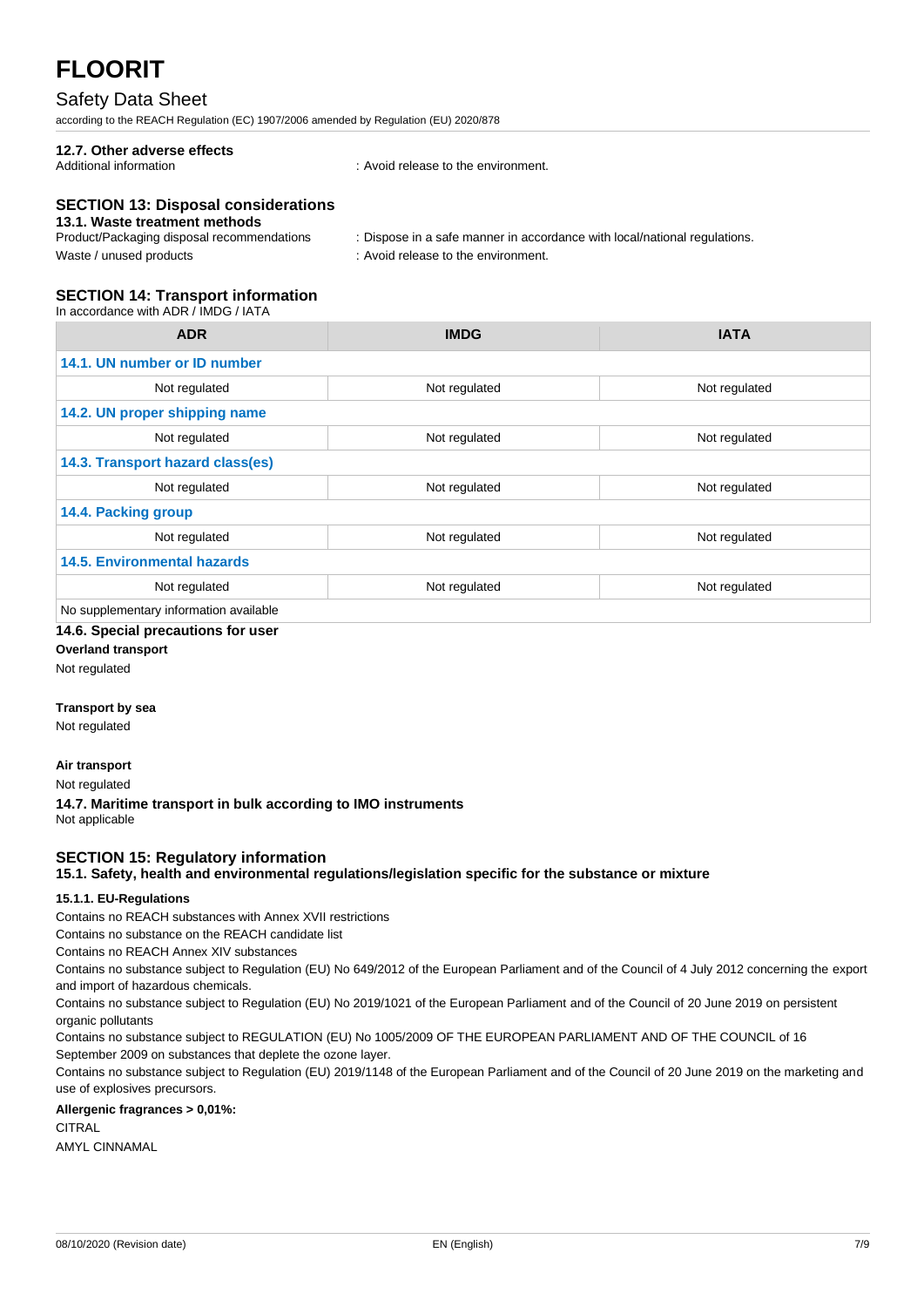#### 12.7. Other adverse effects

Additional information : Avoid release to the environment.

## SECTION 13: Disposal considerations

#### 13.1. Waste treatment methods

Product/Packaging disposal recommendations : Dispose in a safe manner in accordance with local/national regulations.

Waste / unused products : Avoid release to the environment.

## SECTION 14: Transport information

In accordance with ADR / IMDG / IATA

| ADR | IMDG | IATA |
|---|---|---|
| **14.1. UN number or ID number** | | |
| Not regulated | Not regulated | Not regulated |
| **14.2. UN proper shipping name** | | |
| Not regulated | Not regulated | Not regulated |
| **14.3. Transport hazard class(es)** | | |
| Not regulated | Not regulated | Not regulated |
| **14.4. Packing group** | | |
| Not regulated | Not regulated | Not regulated |
| **14.5. Environmental hazards** | | |
| Not regulated | Not regulated | Not regulated |
| No supplementary information available | | |

#### 14.6. Special precautions for user

**Overland transport**

Not regulated

**Transport by sea**

Not regulated

**Air transport**

Not regulated

#### 14.7. Maritime transport in bulk according to IMO instruments

Not applicable

## SECTION 15: Regulatory information

#### 15.1. Safety, health and environmental regulations/legislation specific for the substance or mixture

**15.1.1. EU-Regulations**

Contains no REACH substances with Annex XVII restrictions

Contains no substance on the REACH candidate list

Contains no REACH Annex XIV substances

Contains no substance subject to Regulation (EU) No 649/2012 of the European Parliament and of the Council of 4 July 2012 concerning the export and import of hazardous chemicals.

Contains no substance subject to Regulation (EU) No 2019/1021 of the European Parliament and of the Council of 20 June 2019 on persistent organic pollutants

Contains no substance subject to REGULATION (EU) No 1005/2009 OF THE EUROPEAN PARLIAMENT AND OF THE COUNCIL of 16 September 2009 on substances that deplete the ozone layer.

Contains no substance subject to Regulation (EU) 2019/1148 of the European Parliament and of the Council of 20 June 2019 on the marketing and use of explosives precursors.

**Allergenic fragrances > 0,01%:**

CITRAL

AMYL CINNAMAL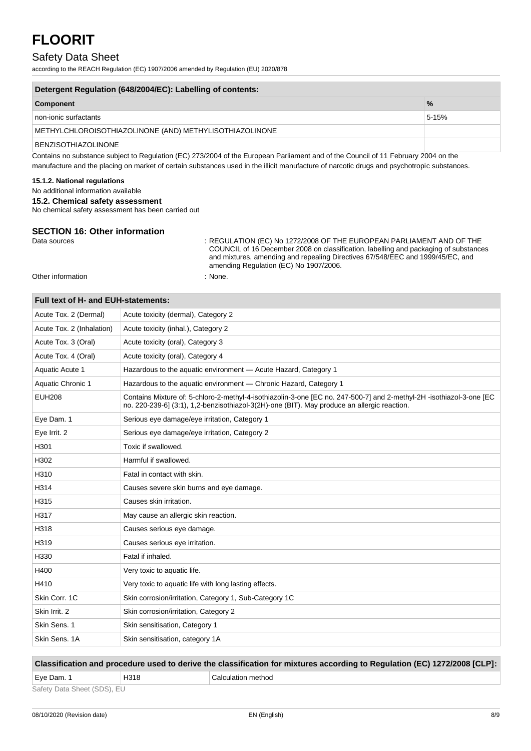# FLOORIT

## Safety Data Sheet

according to the REACH Regulation (EC) 1907/2006 amended by Regulation (EU) 2020/878

| Detergent Regulation (648/2004/EC): Labelling of contents: | |
|---|---|
| **Component** | **%** |
| non-ionic surfactants | 5-15% |
| METHYLCHLOROISOTHIAZOLINONE (AND) METHYLISOTHIAZOLINONE | |
| BENZISOTHIAZOLINONE | |

Contains no substance subject to Regulation (EC) 273/2004 of the European Parliament and of the Council of 11 February 2004 on the manufacture and the placing on market of certain substances used in the illicit manufacture of narcotic drugs and psychotropic substances.

#### 15.1.2. National regulations

No additional information available

#### 15.2. Chemical safety assessment

No chemical safety assessment has been carried out

### SECTION 16: Other information

Data sources : REGULATION (EC) No 1272/2008 OF THE EUROPEAN PARLIAMENT AND OF THE COUNCIL of 16 December 2008 on classification, labelling and packaging of substances and mixtures, amending and repealing Directives 67/548/EEC and 1999/45/EC, and amending Regulation (EC) No 1907/2006.

Other information : None.

| Full text of H- and EUH-statements: | |
|---|---|
| Acute Tox. 2 (Dermal) | Acute toxicity (dermal), Category 2 |
| Acute Tox. 2 (Inhalation) | Acute toxicity (inhal.), Category 2 |
| Acute Tox. 3 (Oral) | Acute toxicity (oral), Category 3 |
| Acute Tox. 4 (Oral) | Acute toxicity (oral), Category 4 |
| Aquatic Acute 1 | Hazardous to the aquatic environment — Acute Hazard, Category 1 |
| Aquatic Chronic 1 | Hazardous to the aquatic environment — Chronic Hazard, Category 1 |
| EUH208 | Contains Mixture of: 5-chloro-2-methyl-4-isothiazolin-3-one [EC no. 247-500-7] and 2-methyl-2H -isothiazol-3-one [EC no. 220-239-6] (3:1), 1,2-benzisothiazol-3(2H)-one (BIT). May produce an allergic reaction. |
| Eye Dam. 1 | Serious eye damage/eye irritation, Category 1 |
| Eye Irrit. 2 | Serious eye damage/eye irritation, Category 2 |
| H301 | Toxic if swallowed. |
| H302 | Harmful if swallowed. |
| H310 | Fatal in contact with skin. |
| H314 | Causes severe skin burns and eye damage. |
| H315 | Causes skin irritation. |
| H317 | May cause an allergic skin reaction. |
| H318 | Causes serious eye damage. |
| H319 | Causes serious eye irritation. |
| H330 | Fatal if inhaled. |
| H400 | Very toxic to aquatic life. |
| H410 | Very toxic to aquatic life with long lasting effects. |
| Skin Corr. 1C | Skin corrosion/irritation, Category 1, Sub-Category 1C |
| Skin Irrit. 2 | Skin corrosion/irritation, Category 2 |
| Skin Sens. 1 | Skin sensitisation, Category 1 |
| Skin Sens. 1A | Skin sensitisation, category 1A |

| Classification and procedure used to derive the classification for mixtures according to Regulation (EC) 1272/2008 [CLP]: | | |
|---|---|---|
| Eye Dam. 1 | H318 | Calculation method |

Safety Data Sheet (SDS), EU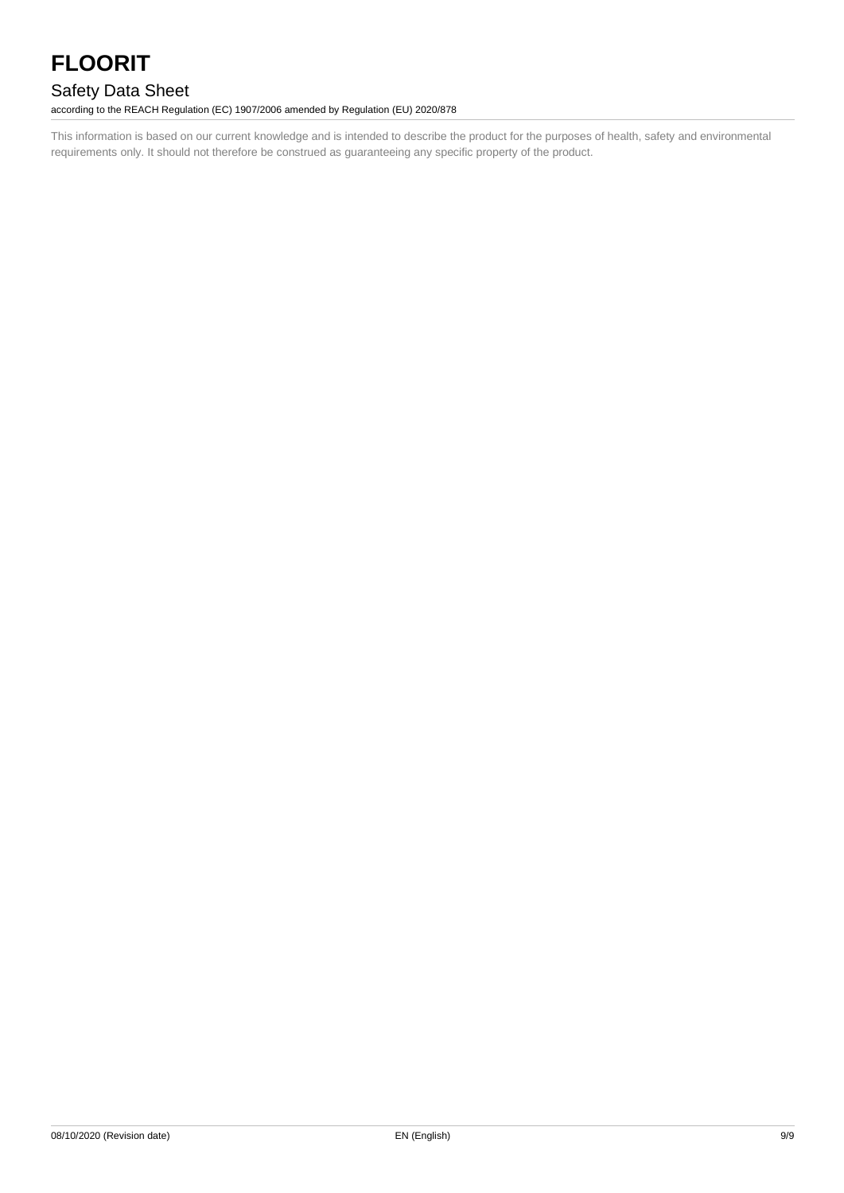This information is based on our current knowledge and is intended to describe the product for the purposes of health, safety and environmental requirements only. It should not therefore be construed as guaranteeing any specific property of the product.